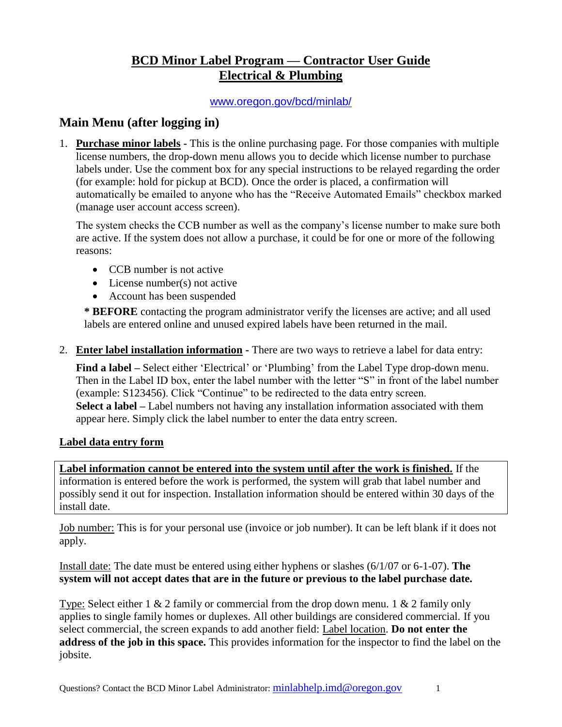# BCD Minor Label Program — Contractor User Guide
# Electrical & Plumbing

www.oregon.gov/bcd/minlab/

## Main Menu (after logging in)

1. **Purchase minor labels -** This is the online purchasing page. For those companies with multiple license numbers, the drop-down menu allows you to decide which license number to purchase labels under. Use the comment box for any special instructions to be relayed regarding the order (for example: hold for pickup at BCD). Once the order is placed, a confirmation will automatically be emailed to anyone who has the "Receive Automated Emails" checkbox marked (manage user account access screen).

   The system checks the CCB number as well as the company's license number to make sure both are active. If the system does not allow a purchase, it could be for one or more of the following reasons:

   - CCB number is not active
   - License number(s) not active
   - Account has been suspended

   \* **BEFORE** contacting the program administrator verify the licenses are active; and all used labels are entered online and unused expired labels have been returned in the mail.

2. **Enter label installation information -** There are two ways to retrieve a label for data entry:

   **Find a label –** Select either 'Electrical' or 'Plumbing' from the Label Type drop-down menu. Then in the Label ID box, enter the label number with the letter "S" in front of the label number (example: S123456). Click "Continue" to be redirected to the data entry screen.
   **Select a label –** Label numbers not having any installation information associated with them appear here. Simply click the label number to enter the data entry screen.

### Label data entry form

**Label information cannot be entered into the system until after the work is finished.** If the information is entered before the work is performed, the system will grab that label number and possibly send it out for inspection. Installation information should be entered within 30 days of the install date.

Job number: This is for your personal use (invoice or job number). It can be left blank if it does not apply.

Install date: The date must be entered using either hyphens or slashes (6/1/07 or 6-1-07). **The system will not accept dates that are in the future or previous to the label purchase date.**

Type: Select either 1 & 2 family or commercial from the drop down menu. 1 & 2 family only applies to single family homes or duplexes. All other buildings are considered commercial. If you select commercial, the screen expands to add another field: Label location. **Do not enter the address of the job in this space.** This provides information for the inspector to find the label on the jobsite.

Questions? Contact the BCD Minor Label Administrator: minlabhelp.imd@oregon.gov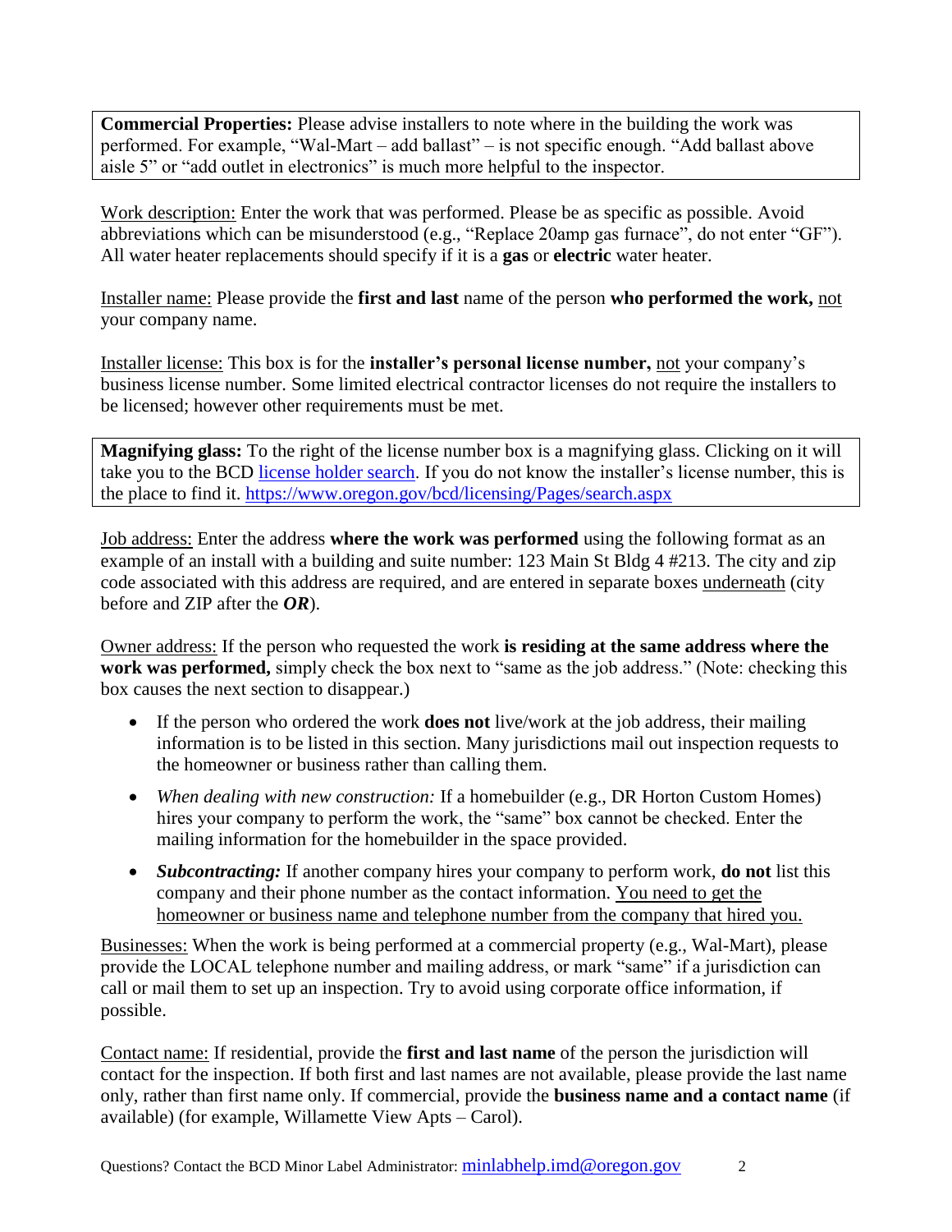**Commercial Properties:** Please advise installers to note where in the building the work was performed. For example, "Wal-Mart – add ballast" – is not specific enough. "Add ballast above aisle 5" or "add outlet in electronics" is much more helpful to the inspector.

Work description: Enter the work that was performed. Please be as specific as possible. Avoid abbreviations which can be misunderstood (e.g., "Replace 20amp gas furnace", do not enter "GF"). All water heater replacements should specify if it is a **gas** or **electric** water heater.

Installer name: Please provide the **first and last** name of the person **who performed the work,** not your company name.

Installer license: This box is for the **installer's personal license number,** not your company's business license number. Some limited electrical contractor licenses do not require the installers to be licensed; however other requirements must be met.

**Magnifying glass:** To the right of the license number box is a magnifying glass. Clicking on it will take you to the BCD license holder search. If you do not know the installer's license number, this is the place to find it. https://www.oregon.gov/bcd/licensing/Pages/search.aspx

Job address: Enter the address **where the work was performed** using the following format as an example of an install with a building and suite number: 123 Main St Bldg 4 #213. The city and zip code associated with this address are required, and are entered in separate boxes underneath (city before and ZIP after the ***OR***).

Owner address: If the person who requested the work **is residing at the same address where the work was performed,** simply check the box next to "same as the job address." (Note: checking this box causes the next section to disappear.)

- If the person who ordered the work **does not** live/work at the job address, their mailing information is to be listed in this section. Many jurisdictions mail out inspection requests to the homeowner or business rather than calling them.
- *When dealing with new construction:* If a homebuilder (e.g., DR Horton Custom Homes) hires your company to perform the work, the "same" box cannot be checked. Enter the mailing information for the homebuilder in the space provided.
- ***Subcontracting:*** If another company hires your company to perform work, **do not** list this company and their phone number as the contact information. You need to get the homeowner or business name and telephone number from the company that hired you.

Businesses: When the work is being performed at a commercial property (e.g., Wal-Mart), please provide the LOCAL telephone number and mailing address, or mark "same" if a jurisdiction can call or mail them to set up an inspection. Try to avoid using corporate office information, if possible.

Contact name: If residential, provide the **first and last name** of the person the jurisdiction will contact for the inspection. If both first and last names are not available, please provide the last name only, rather than first name only. If commercial, provide the **business name and a contact name** (if available) (for example, Willamette View Apts – Carol).

Questions? Contact the BCD Minor Label Administrator: minlabhelp.imd@oregon.gov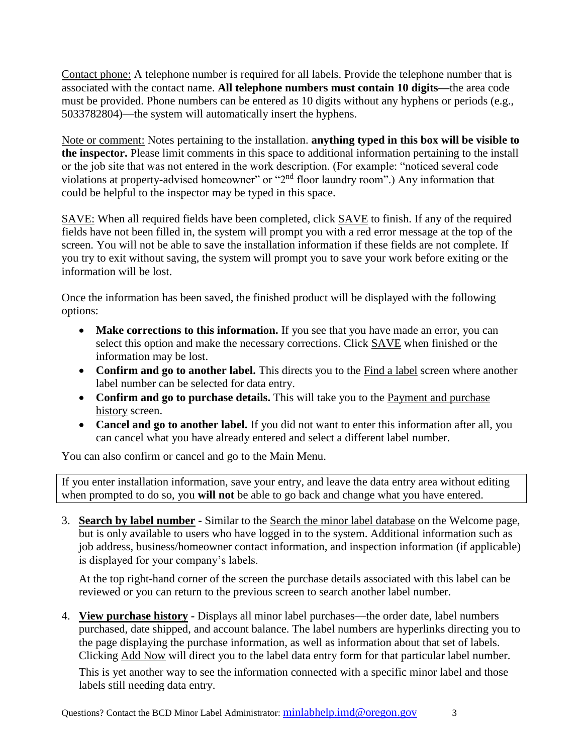Contact phone: A telephone number is required for all labels. Provide the telephone number that is associated with the contact name. **All telephone numbers must contain 10 digits—**the area code must be provided. Phone numbers can be entered as 10 digits without any hyphens or periods (e.g., 5033782804)—the system will automatically insert the hyphens.

Note or comment: Notes pertaining to the installation. **anything typed in this box will be visible to the inspector.** Please limit comments in this space to additional information pertaining to the install or the job site that was not entered in the work description. (For example: "noticed several code violations at property-advised homeowner" or "2nd floor laundry room".) Any information that could be helpful to the inspector may be typed in this space.

SAVE: When all required fields have been completed, click SAVE to finish. If any of the required fields have not been filled in, the system will prompt you with a red error message at the top of the screen. You will not be able to save the installation information if these fields are not complete. If you try to exit without saving, the system will prompt you to save your work before exiting or the information will be lost.

Once the information has been saved, the finished product will be displayed with the following options:

- **Make corrections to this information.** If you see that you have made an error, you can select this option and make the necessary corrections. Click SAVE when finished or the information may be lost.
- **Confirm and go to another label.** This directs you to the Find a label screen where another label number can be selected for data entry.
- **Confirm and go to purchase details.** This will take you to the Payment and purchase history screen.
- **Cancel and go to another label.** If you did not want to enter this information after all, you can cancel what you have already entered and select a different label number.

You can also confirm or cancel and go to the Main Menu.

> If you enter installation information, save your entry, and leave the data entry area without editing when prompted to do so, you **will not** be able to go back and change what you have entered.

3. **Search by label number** - Similar to the Search the minor label database on the Welcome page, but is only available to users who have logged in to the system. Additional information such as job address, business/homeowner contact information, and inspection information (if applicable) is displayed for your company's labels.

   At the top right-hand corner of the screen the purchase details associated with this label can be reviewed or you can return to the previous screen to search another label number.

4. **View purchase history** - Displays all minor label purchases—the order date, label numbers purchased, date shipped, and account balance. The label numbers are hyperlinks directing you to the page displaying the purchase information, as well as information about that set of labels. Clicking Add Now will direct you to the label data entry form for that particular label number.

   This is yet another way to see the information connected with a specific minor label and those labels still needing data entry.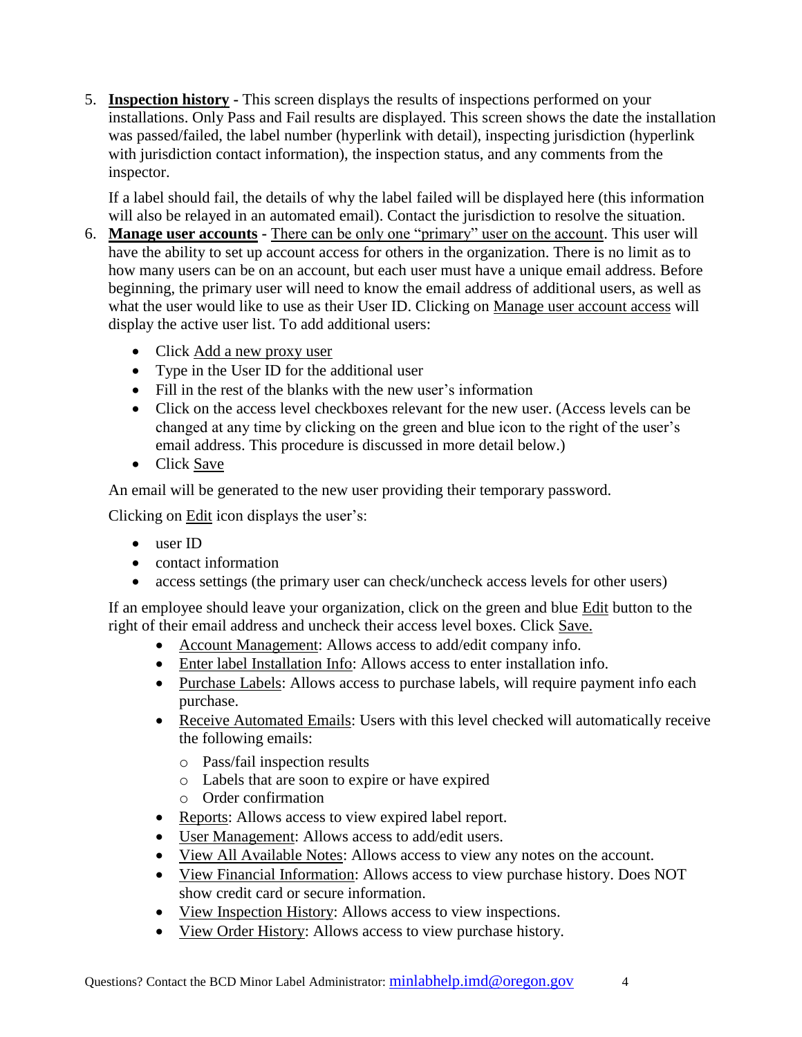5. **Inspection history** - This screen displays the results of inspections performed on your installations. Only Pass and Fail results are displayed. This screen shows the date the installation was passed/failed, the label number (hyperlink with detail), inspecting jurisdiction (hyperlink with jurisdiction contact information), the inspection status, and any comments from the inspector.

   If a label should fail, the details of why the label failed will be displayed here (this information will also be relayed in an automated email). Contact the jurisdiction to resolve the situation.

6. **Manage user accounts** - There can be only one "primary" user on the account. This user will have the ability to set up account access for others in the organization. There is no limit as to how many users can be on an account, but each user must have a unique email address. Before beginning, the primary user will need to know the email address of additional users, as well as what the user would like to use as their User ID. Clicking on Manage user account access will display the active user list. To add additional users:

   - Click Add a new proxy user
   - Type in the User ID for the additional user
   - Fill in the rest of the blanks with the new user's information
   - Click on the access level checkboxes relevant for the new user. (Access levels can be changed at any time by clicking on the green and blue icon to the right of the user's email address. This procedure is discussed in more detail below.)
   - Click Save

   An email will be generated to the new user providing their temporary password.

   Clicking on Edit icon displays the user's:

   - user ID
   - contact information
   - access settings (the primary user can check/uncheck access levels for other users)

   If an employee should leave your organization, click on the green and blue Edit button to the right of their email address and uncheck their access level boxes. Click Save.

   - Account Management: Allows access to add/edit company info.
   - Enter label Installation Info: Allows access to enter installation info.
   - Purchase Labels: Allows access to purchase labels, will require payment info each purchase.
   - Receive Automated Emails: Users with this level checked will automatically receive the following emails:
     - Pass/fail inspection results
     - Labels that are soon to expire or have expired
     - Order confirmation
   - Reports: Allows access to view expired label report.
   - User Management: Allows access to add/edit users.
   - View All Available Notes: Allows access to view any notes on the account.
   - View Financial Information: Allows access to view purchase history. Does NOT show credit card or secure information.
   - View Inspection History: Allows access to view inspections.
   - View Order History: Allows access to view purchase history.

Questions? Contact the BCD Minor Label Administrator: minlabhelp.imd@oregon.gov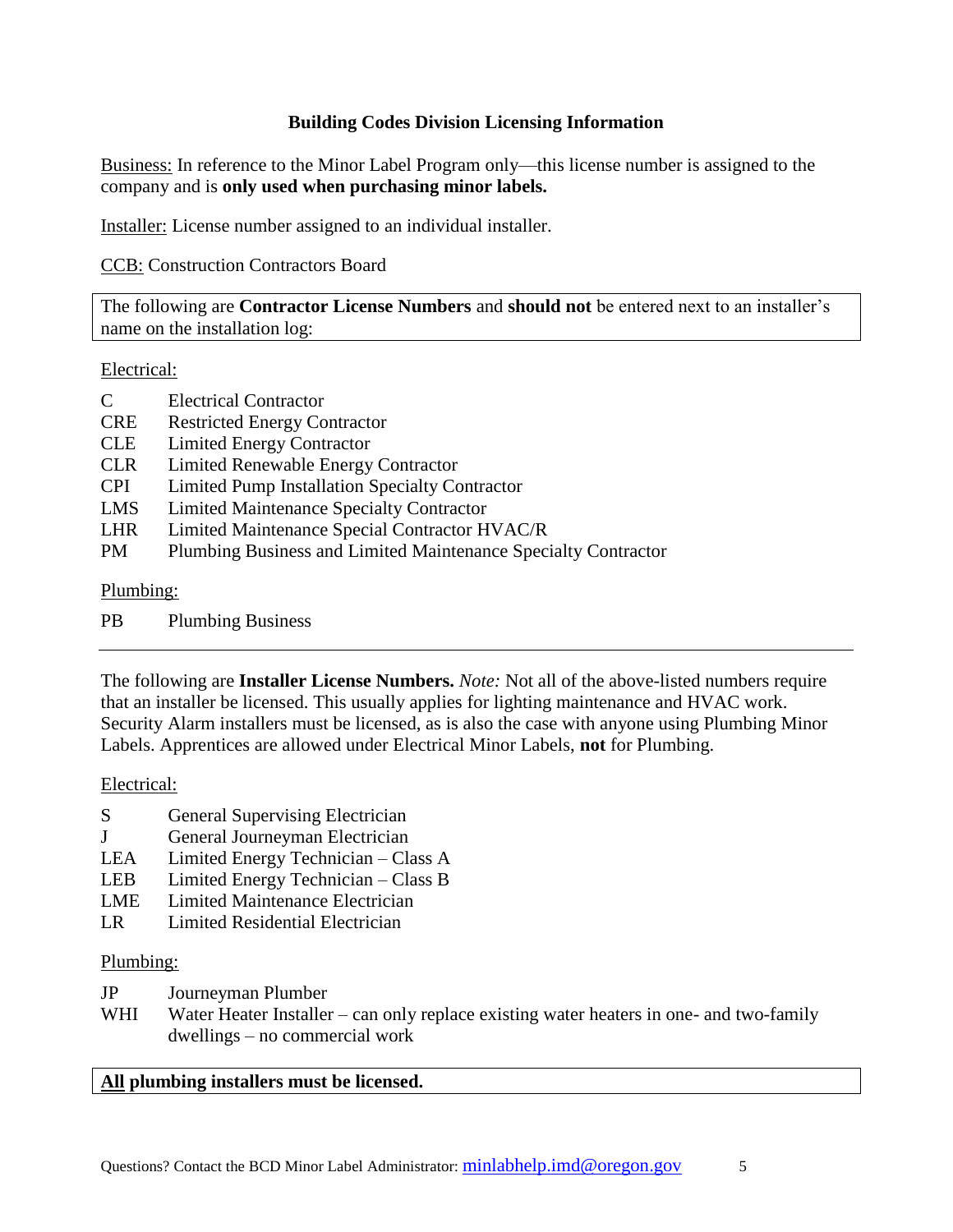## Building Codes Division Licensing Information

Business: In reference to the Minor Label Program only—this license number is assigned to the company and is **only used when purchasing minor labels.**

Installer: License number assigned to an individual installer.

CCB: Construction Contractors Board

The following are **Contractor License Numbers** and **should not** be entered next to an installer's name on the installation log:

Electrical:

| | |
|---|---|
| C | Electrical Contractor |
| CRE | Restricted Energy Contractor |
| CLE | Limited Energy Contractor |
| CLR | Limited Renewable Energy Contractor |
| CPI | Limited Pump Installation Specialty Contractor |
| LMS | Limited Maintenance Specialty Contractor |
| LHR | Limited Maintenance Special Contractor HVAC/R |
| PM | Plumbing Business and Limited Maintenance Specialty Contractor |

Plumbing:

| | |
|---|---|
| PB | Plumbing Business |

---

The following are **Installer License Numbers.** *Note:* Not all of the above-listed numbers require that an installer be licensed. This usually applies for lighting maintenance and HVAC work. Security Alarm installers must be licensed, as is also the case with anyone using Plumbing Minor Labels. Apprentices are allowed under Electrical Minor Labels, **not** for Plumbing.

Electrical:

| | |
|---|---|
| S | General Supervising Electrician |
| J | General Journeyman Electrician |
| LEA | Limited Energy Technician – Class A |
| LEB | Limited Energy Technician – Class B |
| LME | Limited Maintenance Electrician |
| LR | Limited Residential Electrician |

Plumbing:

| | |
|---|---|
| JP | Journeyman Plumber |
| WHI | Water Heater Installer – can only replace existing water heaters in one- and two-family dwellings – no commercial work |

**All plumbing installers must be licensed.**

Questions? Contact the BCD Minor Label Administrator: minlabhelp.imd@oregon.gov